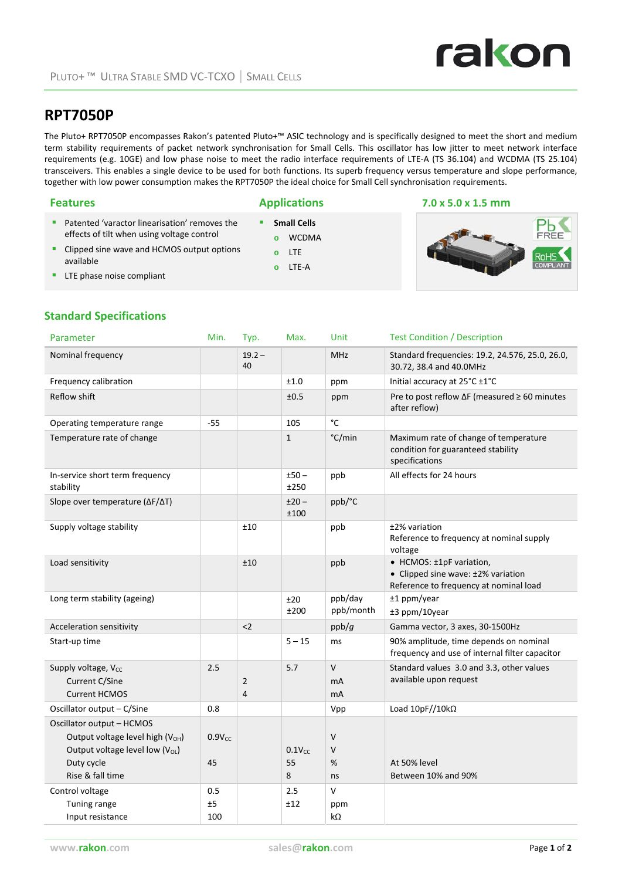# RPT7050P

The Pluto+ RPT7050P encompasses Rakon's patented Pluto+™ ASIC technology and is specifically designed to meet the short and medium term stability requirements of packet network synchronisation for Small Cells. This oscillator has low jitter to meet network interface requirements (e.g. 10GE) and low phase noise to meet the radio interface requirements of LTE-A (TS 36.104) and WCDMA (TS 25.104) transceivers. This enables a single device to be used for both functions. Its superb frequency versus temperature and slope performance, together with low power consumption makes the RPT7050P the ideal choice for Small Cell synchronisation requirements.

## Features

- Patented 'varactor linearisation' removes the effects of tilt when using voltage control
- Clipped sine wave and HCMOS output options available
- LTE phase noise compliant

## Applications

- **Small Cells**
  - WCDMA
  - LTE
  - LTE-A

## 7.0 x 5.0 x 1.5 mm

## Standard Specifications

| Parameter | Min. | Typ. | Max. | Unit | Test Condition / Description |
|---|---|---|---|---|---|
| Nominal frequency | | 19.2 – 40 | | MHz | Standard frequencies: 19.2, 24.576, 25.0, 26.0, 30.72, 38.4 and 40.0MHz |
| Frequency calibration | | | ±1.0 | ppm | Initial accuracy at 25°C ±1°C |
| Reflow shift | | | ±0.5 | ppm | Pre to post reflow ΔF (measured ≥ 60 minutes after reflow) |
| Operating temperature range | -55 | | 105 | °C | |
| Temperature rate of change | | | 1 | °C/min | Maximum rate of change of temperature condition for guaranteed stability specifications |
| In-service short term frequency stability | | | ±50 – ±250 | ppb | All effects for 24 hours |
| Slope over temperature (ΔF/ΔT) | | | ±20 – ±100 | ppb/°C | |
| Supply voltage stability | | ±10 | | ppb | ±2% variation<br>Reference to frequency at nominal supply voltage |
| Load sensitivity | | ±10 | | ppb | • HCMOS: ±1pF variation,<br>• Clipped sine wave: ±2% variation<br>Reference to frequency at nominal load |
| Long term stability (ageing) | | | ±20<br>±200 | ppb/day<br>ppb/month | ±1 ppm/year<br>±3 ppm/10year |
| Acceleration sensitivity | | <2 | | ppb/g | Gamma vector, 3 axes, 30-1500Hz |
| Start-up time | | | 5 – 15 | ms | 90% amplitude, time depends on nominal frequency and use of internal filter capacitor |
| Supply voltage, $V_{CC}$<br>Current C/Sine<br>Current HCMOS | 2.5 | <br>2<br>4 | 5.7 | V<br>mA<br>mA | Standard values 3.0 and 3.3, other values available upon request |
| Oscillator output – C/Sine | 0.8 | | | Vpp | Load 10pF//10kΩ |
| Oscillator output – HCMOS<br>Output voltage level high ($V_{OH}$)<br>Output voltage level low ($V_{OL}$)<br>Duty cycle<br>Rise & fall time | <br>$0.9V_{CC}$<br><br>45<br> | | <br><br>$0.1V_{CC}$<br>55<br>8 | <br>V<br>V<br>%<br>ns | <br><br><br>At 50% level<br>Between 10% and 90% |
| Control voltage<br>Tuning range<br>Input resistance | 0.5<br>±5<br>100 | | 2.5<br>±12 | V<br>ppm<br>kΩ | |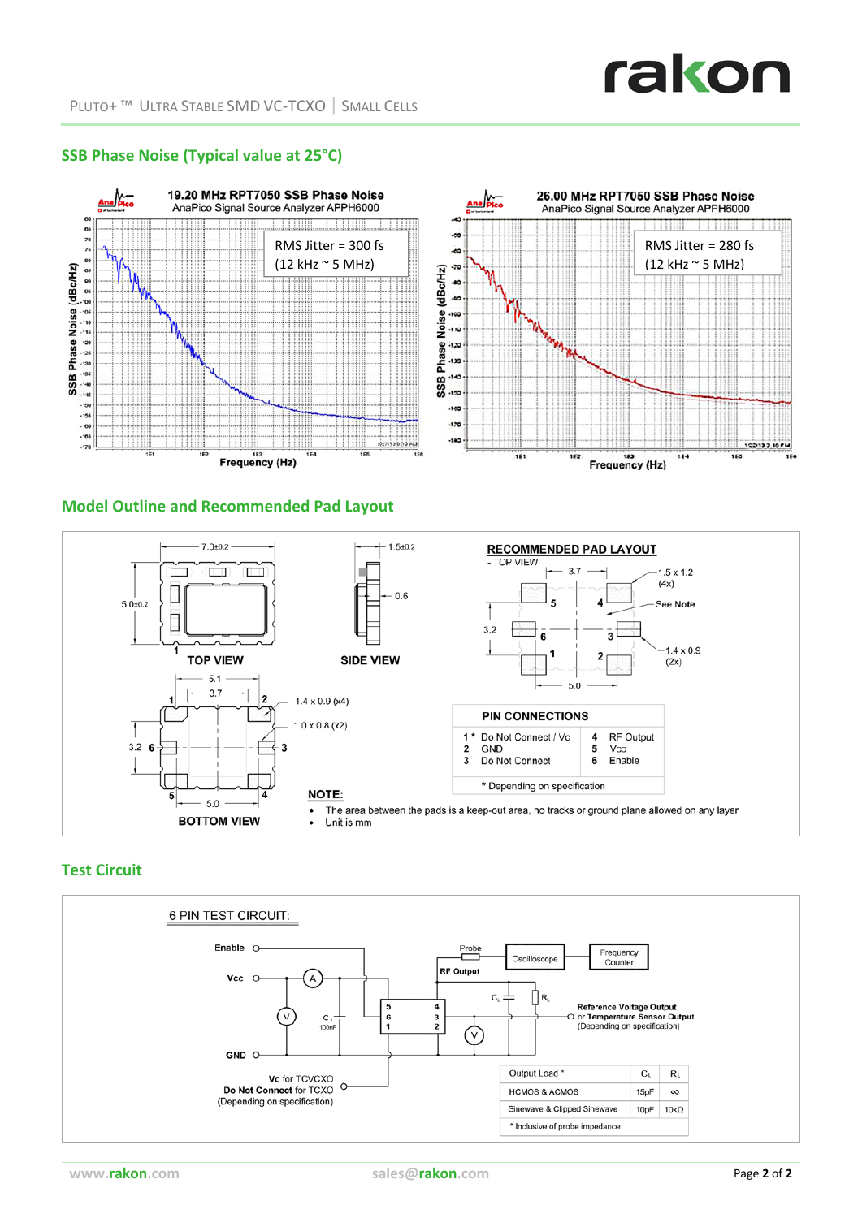## SSB Phase Noise (Typical value at 25°C)

19.20 MHz RPT7050 SSB Phase Noise
AnaPico Signal Source Analyzer APPH6000

RMS Jitter = 300 fs
(12 kHz ~ 5 MHz)

SSB Phase Noise (dBc/Hz)
Frequency (Hz)

26.00 MHz RPT7050 SSB Phase Noise
AnaPico Signal Source Analyzer APPH6000

RMS Jitter = 280 fs
(12 kHz ~ 5 MHz)

SSB Phase Noise (dBc/Hz)
Frequency (Hz)

## Model Outline and Recommended Pad Layout

7.0±0.2
5.0±0.2
1
TOP VIEW

1.5±0.2
0.6
SIDE VIEW

5.1
3.7
1.4 x 0.9 (x4)
1.0 x 0.8 (x2)
3.2
5.0
BOTTOM VIEW

RECOMMENDED PAD LAYOUT
- TOP VIEW
3.7
1.5 x 1.2 (4x)
See Note
3.2
1.4 x 0.9 (2x)
5.0

**PIN CONNECTIONS**

| | | | |
|---|---|---|---|
| 1 * | Do Not Connect / Vc | 4 | RF Output |
| 2 | GND | 5 | Vcc |
| 3 | Do Not Connect | 6 | Enable |

\* Depending on specification

**NOTE:**

- The area between the pads is a keep-out area, no tracks or ground plane allowed on any layer
- Unit is mm

## Test Circuit

6 PIN TEST CIRCUIT:

Enable
Vcc
GND
Vc for TCVCXO
Do Not Connect for TCXO
(Depending on specification)
Probe
Oscilloscope
Frequency Counter
RF Output
$C_L$
$R_L$
$C_1$ 100nF
Reference Voltage Output or Temperature Sensor Output
(Depending on specification)

| Output Load * | $C_L$ | $R_L$ |
|---|---|---|
| HCMOS & ACMOS | 15pF | ∞ |
| Sinewave & Clipped Sinewave | 10pF | 10KΩ |

\* Inclusive of probe impedance

www.rakon.com sales@rakon.com